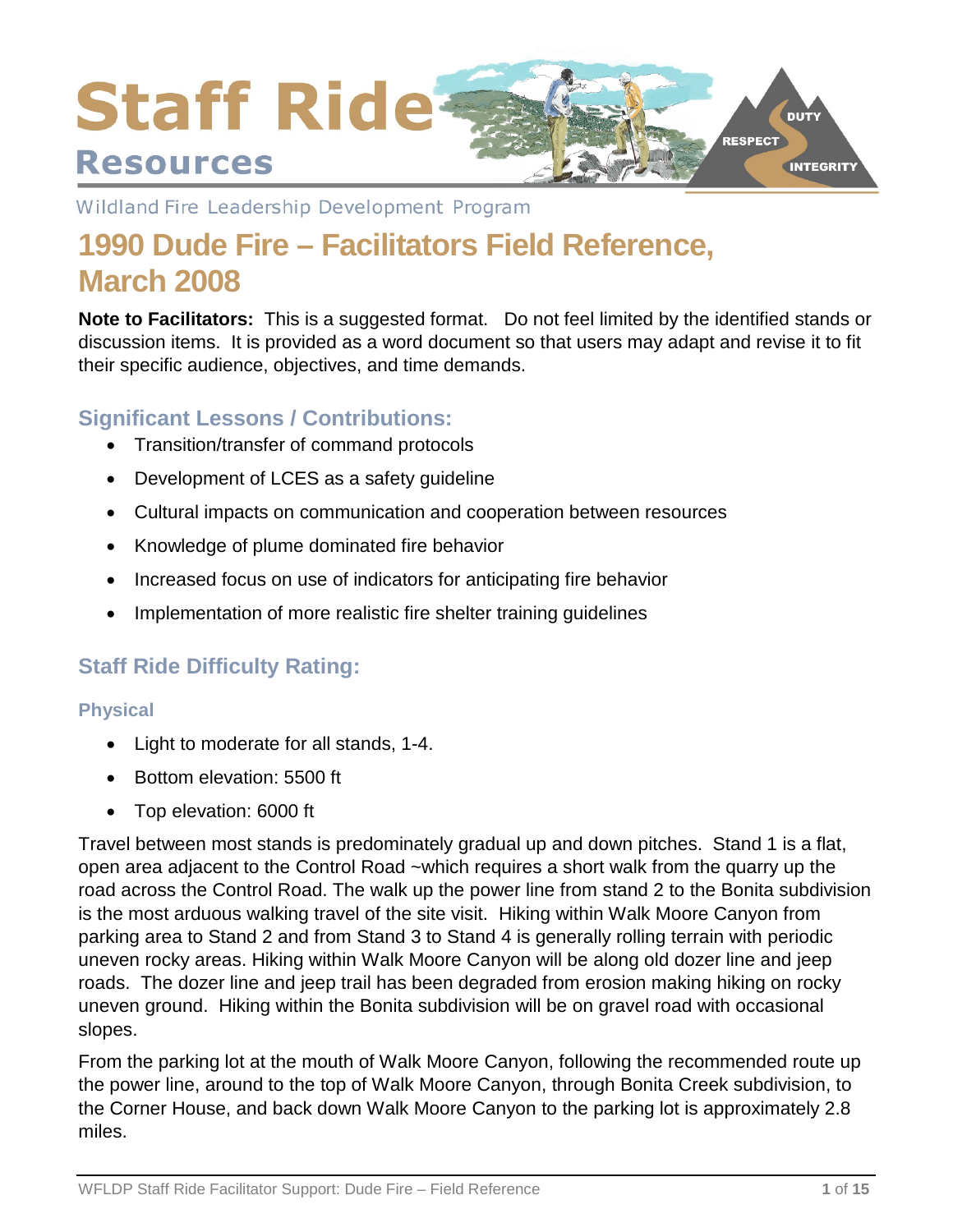# Staff Ride Resources

Wildland Fire Leadership Development Program

## 1990 Dude Fire – Facilitators Field Reference, March 2008

**Note to Facilitators:** This is a suggested format. Do not feel limited by the identified stands or discussion items. It is provided as a word document so that users may adapt and revise it to fit their specific audience, objectives, and time demands.

### Significant Lessons / Contributions:

- Transition/transfer of command protocols
- Development of LCES as a safety guideline
- Cultural impacts on communication and cooperation between resources
- Knowledge of plume dominated fire behavior
- Increased focus on use of indicators for anticipating fire behavior
- Implementation of more realistic fire shelter training guidelines

### Staff Ride Difficulty Rating:

#### Physical

- Light to moderate for all stands, 1-4.
- Bottom elevation: 5500 ft
- Top elevation: 6000 ft

Travel between most stands is predominately gradual up and down pitches. Stand 1 is a flat, open area adjacent to the Control Road ~which requires a short walk from the quarry up the road across the Control Road. The walk up the power line from stand 2 to the Bonita subdivision is the most arduous walking travel of the site visit. Hiking within Walk Moore Canyon from parking area to Stand 2 and from Stand 3 to Stand 4 is generally rolling terrain with periodic uneven rocky areas. Hiking within Walk Moore Canyon will be along old dozer line and jeep roads. The dozer line and jeep trail has been degraded from erosion making hiking on rocky uneven ground. Hiking within the Bonita subdivision will be on gravel road with occasional slopes.

From the parking lot at the mouth of Walk Moore Canyon, following the recommended route up the power line, around to the top of Walk Moore Canyon, through Bonita Creek subdivision, to the Corner House, and back down Walk Moore Canyon to the parking lot is approximately 2.8 miles.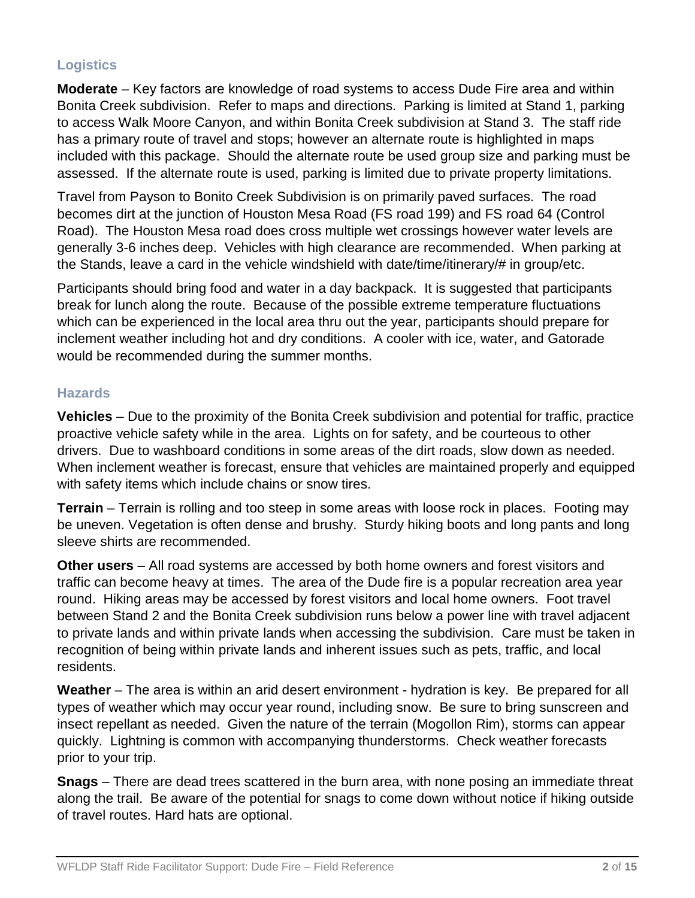## Logistics

**Moderate** – Key factors are knowledge of road systems to access Dude Fire area and within Bonita Creek subdivision. Refer to maps and directions. Parking is limited at Stand 1, parking to access Walk Moore Canyon, and within Bonita Creek subdivision at Stand 3. The staff ride has a primary route of travel and stops; however an alternate route is highlighted in maps included with this package. Should the alternate route be used group size and parking must be assessed. If the alternate route is used, parking is limited due to private property limitations.

Travel from Payson to Bonito Creek Subdivision is on primarily paved surfaces. The road becomes dirt at the junction of Houston Mesa Road (FS road 199) and FS road 64 (Control Road). The Houston Mesa road does cross multiple wet crossings however water levels are generally 3-6 inches deep. Vehicles with high clearance are recommended. When parking at the Stands, leave a card in the vehicle windshield with date/time/itinerary/# in group/etc.

Participants should bring food and water in a day backpack. It is suggested that participants break for lunch along the route. Because of the possible extreme temperature fluctuations which can be experienced in the local area thru out the year, participants should prepare for inclement weather including hot and dry conditions. A cooler with ice, water, and Gatorade would be recommended during the summer months.

## Hazards

**Vehicles** – Due to the proximity of the Bonita Creek subdivision and potential for traffic, practice proactive vehicle safety while in the area. Lights on for safety, and be courteous to other drivers. Due to washboard conditions in some areas of the dirt roads, slow down as needed. When inclement weather is forecast, ensure that vehicles are maintained properly and equipped with safety items which include chains or snow tires.

**Terrain** – Terrain is rolling and too steep in some areas with loose rock in places. Footing may be uneven. Vegetation is often dense and brushy. Sturdy hiking boots and long pants and long sleeve shirts are recommended.

**Other users** – All road systems are accessed by both home owners and forest visitors and traffic can become heavy at times. The area of the Dude fire is a popular recreation area year round. Hiking areas may be accessed by forest visitors and local home owners. Foot travel between Stand 2 and the Bonita Creek subdivision runs below a power line with travel adjacent to private lands and within private lands when accessing the subdivision. Care must be taken in recognition of being within private lands and inherent issues such as pets, traffic, and local residents.

**Weather** – The area is within an arid desert environment - hydration is key. Be prepared for all types of weather which may occur year round, including snow. Be sure to bring sunscreen and insect repellant as needed. Given the nature of the terrain (Mogollon Rim), storms can appear quickly. Lightning is common with accompanying thunderstorms. Check weather forecasts prior to your trip.

**Snags** – There are dead trees scattered in the burn area, with none posing an immediate threat along the trail. Be aware of the potential for snags to come down without notice if hiking outside of travel routes. Hard hats are optional.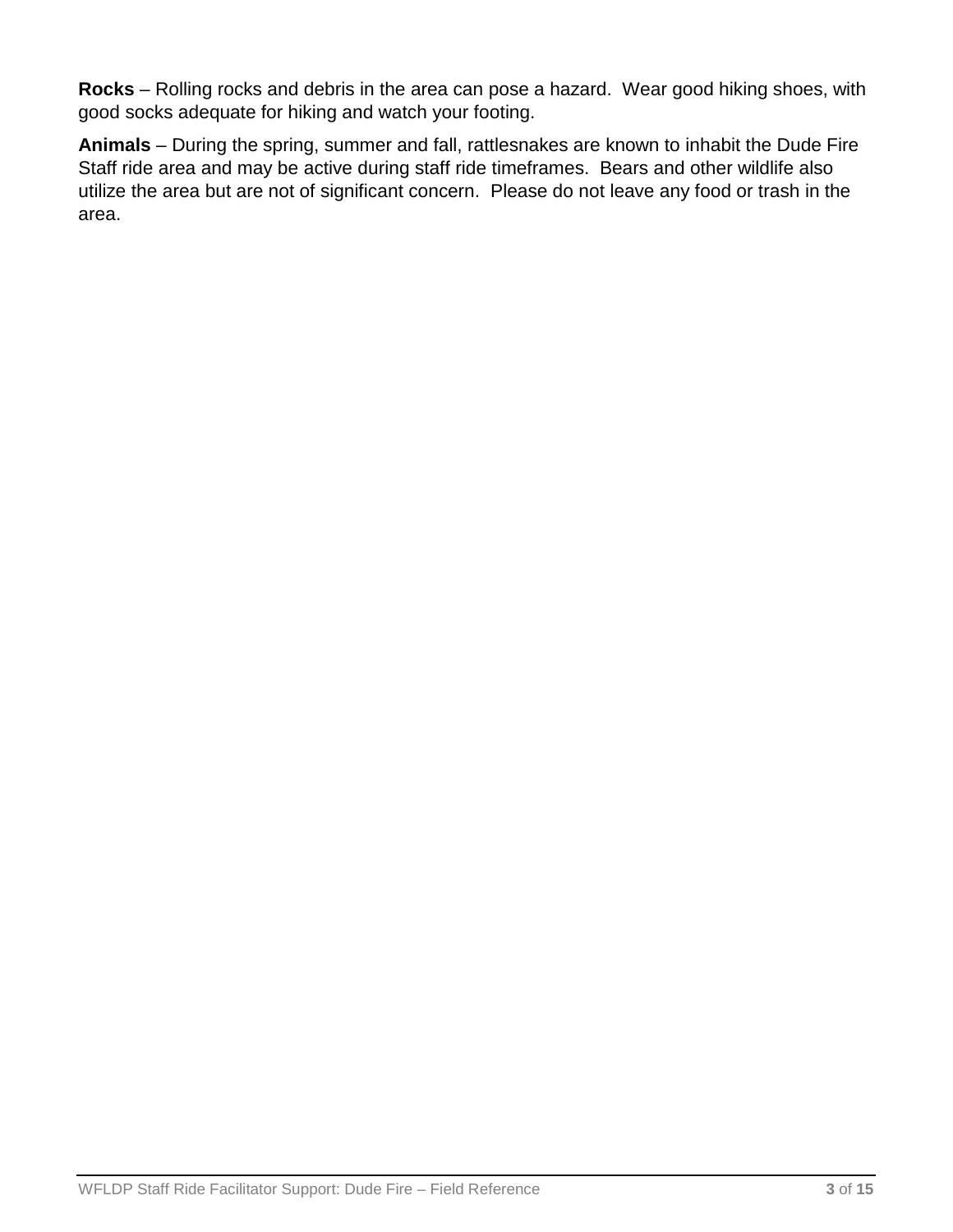**Rocks** – Rolling rocks and debris in the area can pose a hazard. Wear good hiking shoes, with good socks adequate for hiking and watch your footing.

**Animals** – During the spring, summer and fall, rattlesnakes are known to inhabit the Dude Fire Staff ride area and may be active during staff ride timeframes. Bears and other wildlife also utilize the area but are not of significant concern. Please do not leave any food or trash in the area.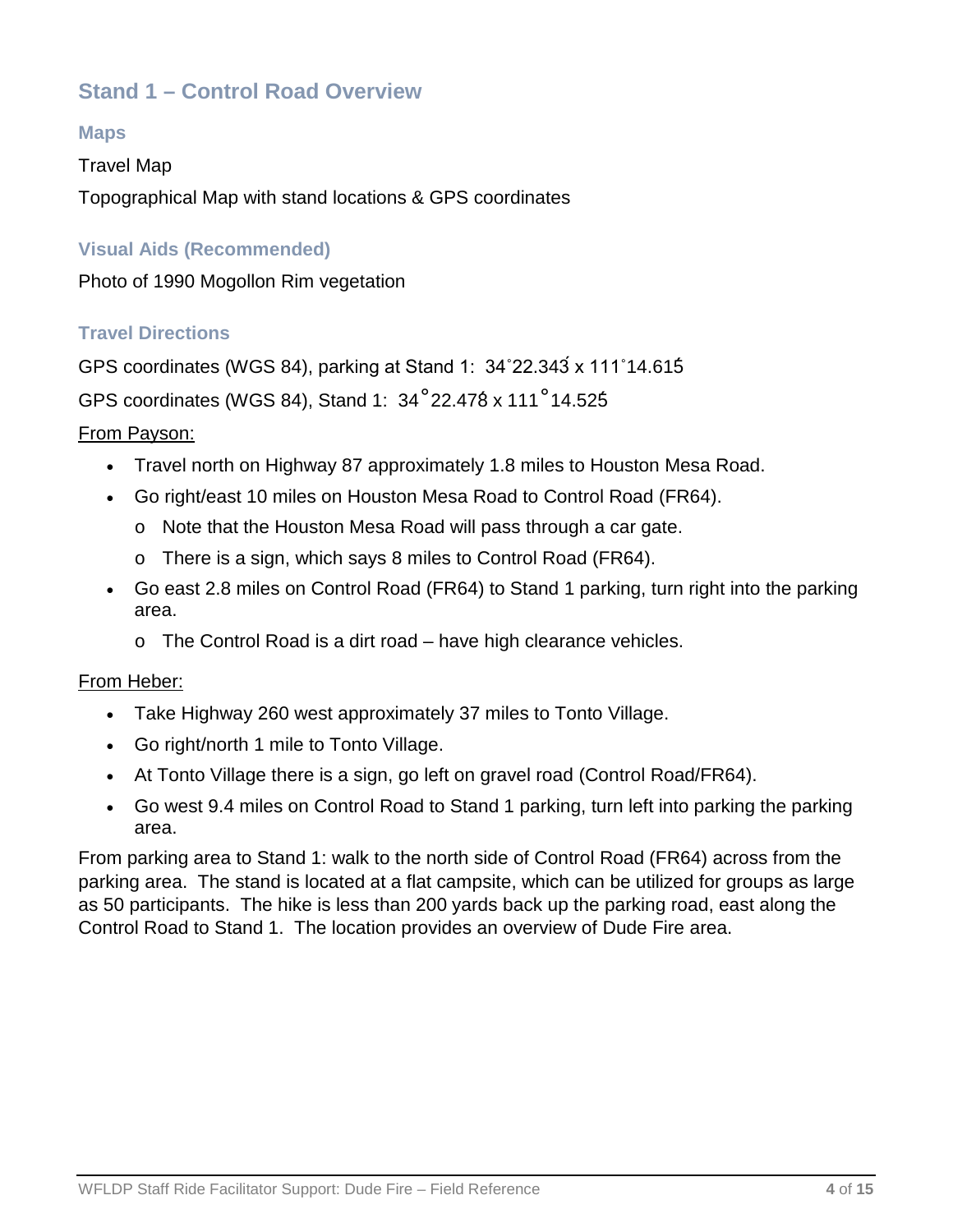## Stand 1 – Control Road Overview

### Maps

Travel Map

Topographical Map with stand locations & GPS coordinates

### Visual Aids (Recommended)

Photo of 1990 Mogollon Rim vegetation

### Travel Directions

GPS coordinates (WGS 84), parking at Stand 1: 34˚22.343́ x 111˚14.615́

GPS coordinates (WGS 84), Stand 1: 34˚22.478́ x 111˚14.525́

<u>From Payson:</u>

- Travel north on Highway 87 approximately 1.8 miles to Houston Mesa Road.
- Go right/east 10 miles on Houston Mesa Road to Control Road (FR64).
  - Note that the Houston Mesa Road will pass through a car gate.
  - There is a sign, which says 8 miles to Control Road (FR64).
- Go east 2.8 miles on Control Road (FR64) to Stand 1 parking, turn right into the parking area.
  - The Control Road is a dirt road – have high clearance vehicles.

<u>From Heber:</u>

- Take Highway 260 west approximately 37 miles to Tonto Village.
- Go right/north 1 mile to Tonto Village.
- At Tonto Village there is a sign, go left on gravel road (Control Road/FR64).
- Go west 9.4 miles on Control Road to Stand 1 parking, turn left into parking the parking area.

From parking area to Stand 1: walk to the north side of Control Road (FR64) across from the parking area. The stand is located at a flat campsite, which can be utilized for groups as large as 50 participants. The hike is less than 200 yards back up the parking road, east along the Control Road to Stand 1. The location provides an overview of Dude Fire area.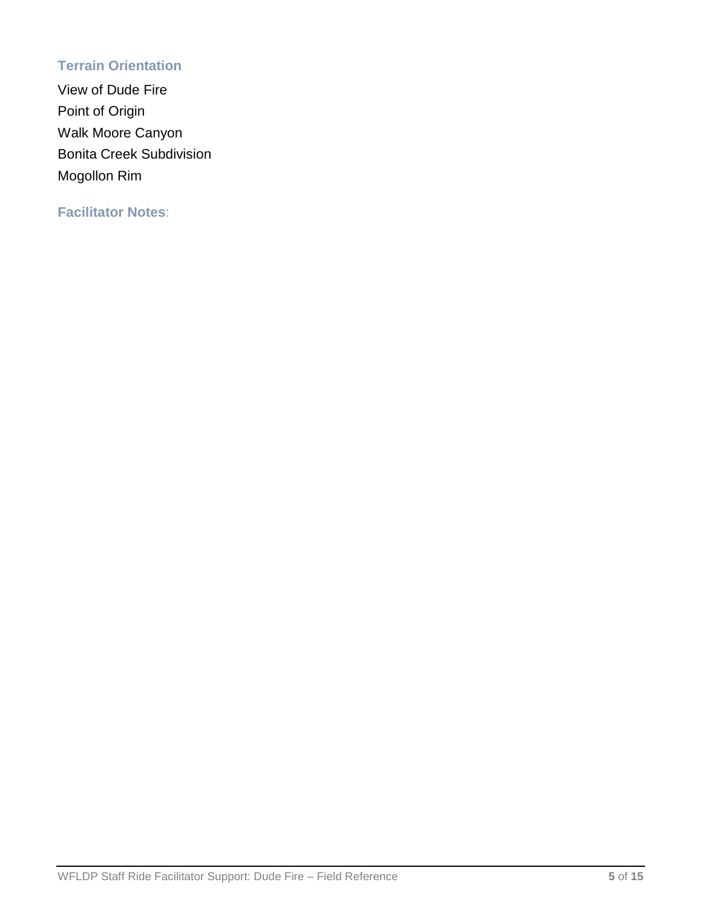### Terrain Orientation

View of Dude Fire

Point of Origin

Walk Moore Canyon

Bonita Creek Subdivision

Mogollon Rim

### Facilitator Notes: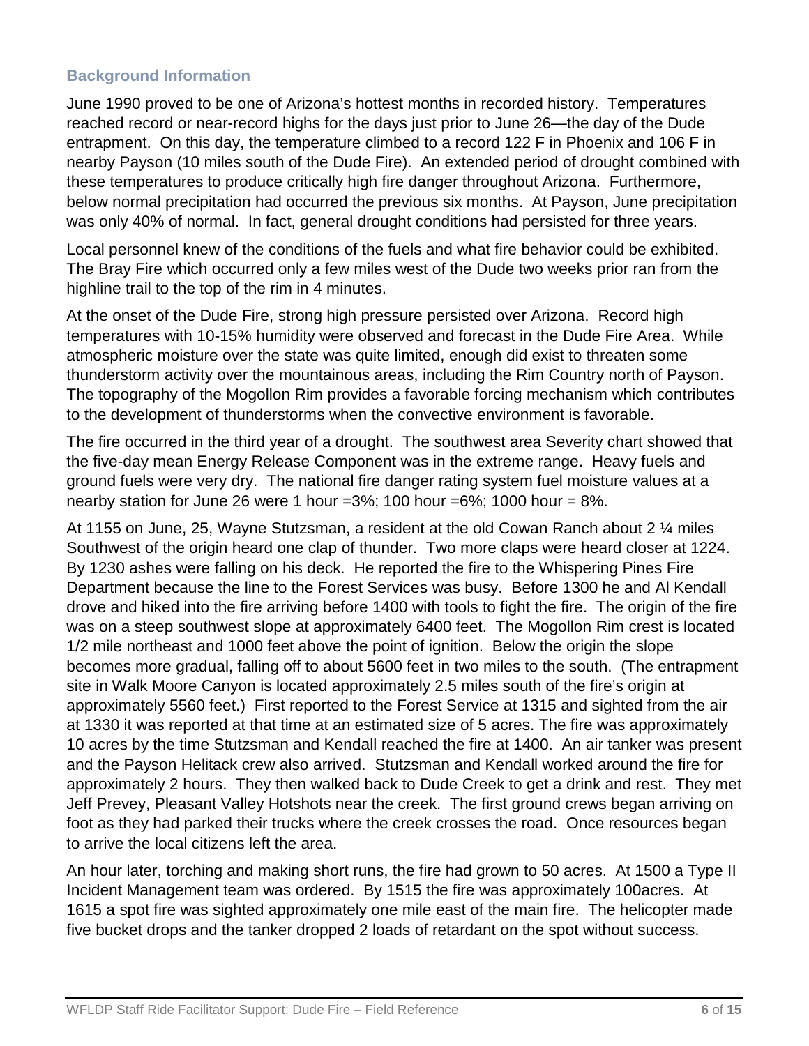### Background Information

June 1990 proved to be one of Arizona's hottest months in recorded history. Temperatures reached record or near-record highs for the days just prior to June 26—the day of the Dude entrapment. On this day, the temperature climbed to a record 122 F in Phoenix and 106 F in nearby Payson (10 miles south of the Dude Fire). An extended period of drought combined with these temperatures to produce critically high fire danger throughout Arizona. Furthermore, below normal precipitation had occurred the previous six months. At Payson, June precipitation was only 40% of normal. In fact, general drought conditions had persisted for three years.

Local personnel knew of the conditions of the fuels and what fire behavior could be exhibited. The Bray Fire which occurred only a few miles west of the Dude two weeks prior ran from the highline trail to the top of the rim in 4 minutes.

At the onset of the Dude Fire, strong high pressure persisted over Arizona. Record high temperatures with 10-15% humidity were observed and forecast in the Dude Fire Area. While atmospheric moisture over the state was quite limited, enough did exist to threaten some thunderstorm activity over the mountainous areas, including the Rim Country north of Payson. The topography of the Mogollon Rim provides a favorable forcing mechanism which contributes to the development of thunderstorms when the convective environment is favorable.

The fire occurred in the third year of a drought. The southwest area Severity chart showed that the five-day mean Energy Release Component was in the extreme range. Heavy fuels and ground fuels were very dry. The national fire danger rating system fuel moisture values at a nearby station for June 26 were 1 hour =3%; 100 hour =6%; 1000 hour = 8%.

At 1155 on June, 25, Wayne Stutzsman, a resident at the old Cowan Ranch about 2 ¼ miles Southwest of the origin heard one clap of thunder. Two more claps were heard closer at 1224. By 1230 ashes were falling on his deck. He reported the fire to the Whispering Pines Fire Department because the line to the Forest Services was busy. Before 1300 he and Al Kendall drove and hiked into the fire arriving before 1400 with tools to fight the fire. The origin of the fire was on a steep southwest slope at approximately 6400 feet. The Mogollon Rim crest is located 1/2 mile northeast and 1000 feet above the point of ignition. Below the origin the slope becomes more gradual, falling off to about 5600 feet in two miles to the south. (The entrapment site in Walk Moore Canyon is located approximately 2.5 miles south of the fire's origin at approximately 5560 feet.) First reported to the Forest Service at 1315 and sighted from the air at 1330 it was reported at that time at an estimated size of 5 acres. The fire was approximately 10 acres by the time Stutzsman and Kendall reached the fire at 1400. An air tanker was present and the Payson Helitack crew also arrived. Stutzsman and Kendall worked around the fire for approximately 2 hours. They then walked back to Dude Creek to get a drink and rest. They met Jeff Prevey, Pleasant Valley Hotshots near the creek. The first ground crews began arriving on foot as they had parked their trucks where the creek crosses the road. Once resources began to arrive the local citizens left the area.

An hour later, torching and making short runs, the fire had grown to 50 acres. At 1500 a Type II Incident Management team was ordered. By 1515 the fire was approximately 100acres. At 1615 a spot fire was sighted approximately one mile east of the main fire. The helicopter made five bucket drops and the tanker dropped 2 loads of retardant on the spot without success.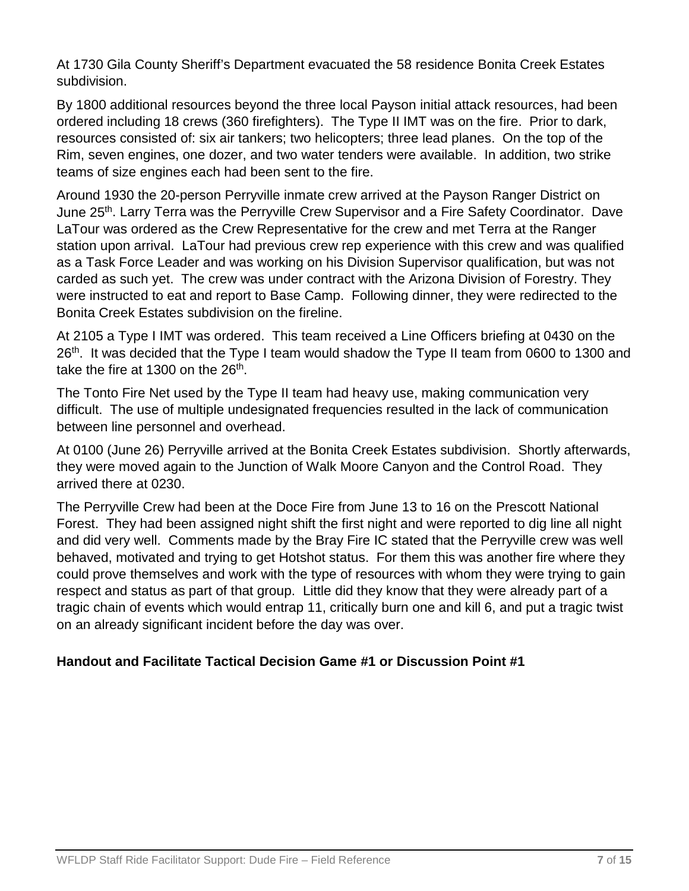At 1730 Gila County Sheriff's Department evacuated the 58 residence Bonita Creek Estates subdivision.

By 1800 additional resources beyond the three local Payson initial attack resources, had been ordered including 18 crews (360 firefighters). The Type II IMT was on the fire. Prior to dark, resources consisted of: six air tankers; two helicopters; three lead planes. On the top of the Rim, seven engines, one dozer, and two water tenders were available. In addition, two strike teams of size engines each had been sent to the fire.

Around 1930 the 20-person Perryville inmate crew arrived at the Payson Ranger District on June 25th. Larry Terra was the Perryville Crew Supervisor and a Fire Safety Coordinator. Dave LaTour was ordered as the Crew Representative for the crew and met Terra at the Ranger station upon arrival. LaTour had previous crew rep experience with this crew and was qualified as a Task Force Leader and was working on his Division Supervisor qualification, but was not carded as such yet. The crew was under contract with the Arizona Division of Forestry. They were instructed to eat and report to Base Camp. Following dinner, they were redirected to the Bonita Creek Estates subdivision on the fireline.

At 2105 a Type I IMT was ordered. This team received a Line Officers briefing at 0430 on the 26th. It was decided that the Type I team would shadow the Type II team from 0600 to 1300 and take the fire at 1300 on the 26th.

The Tonto Fire Net used by the Type II team had heavy use, making communication very difficult. The use of multiple undesignated frequencies resulted in the lack of communication between line personnel and overhead.

At 0100 (June 26) Perryville arrived at the Bonita Creek Estates subdivision. Shortly afterwards, they were moved again to the Junction of Walk Moore Canyon and the Control Road. They arrived there at 0230.

The Perryville Crew had been at the Doce Fire from June 13 to 16 on the Prescott National Forest. They had been assigned night shift the first night and were reported to dig line all night and did very well. Comments made by the Bray Fire IC stated that the Perryville crew was well behaved, motivated and trying to get Hotshot status. For them this was another fire where they could prove themselves and work with the type of resources with whom they were trying to gain respect and status as part of that group. Little did they know that they were already part of a tragic chain of events which would entrap 11, critically burn one and kill 6, and put a tragic twist on an already significant incident before the day was over.

**Handout and Facilitate Tactical Decision Game #1 or Discussion Point #1**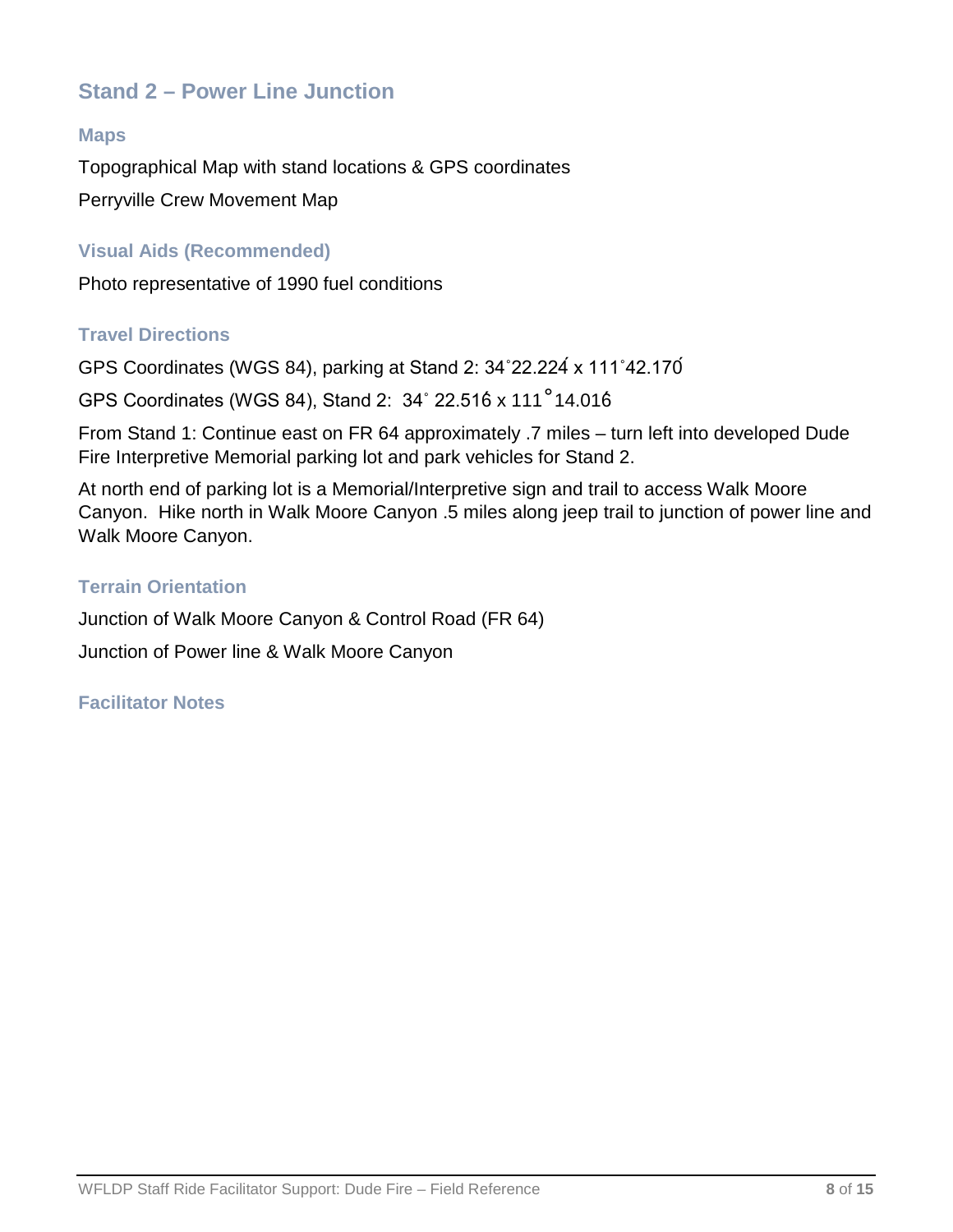## Stand 2 – Power Line Junction

### Maps

Topographical Map with stand locations & GPS coordinates

Perryville Crew Movement Map

### Visual Aids (Recommended)

Photo representative of 1990 fuel conditions

### Travel Directions

GPS Coordinates (WGS 84), parking at Stand 2: 34˚22.224́ x 111˚42.170́

GPS Coordinates (WGS 84), Stand 2: 34˚ 22.516́ x 111˚14.016́

From Stand 1: Continue east on FR 64 approximately .7 miles – turn left into developed Dude Fire Interpretive Memorial parking lot and park vehicles for Stand 2.

At north end of parking lot is a Memorial/Interpretive sign and trail to access Walk Moore Canyon. Hike north in Walk Moore Canyon .5 miles along jeep trail to junction of power line and Walk Moore Canyon.

### Terrain Orientation

Junction of Walk Moore Canyon & Control Road (FR 64)

Junction of Power line & Walk Moore Canyon

### Facilitator Notes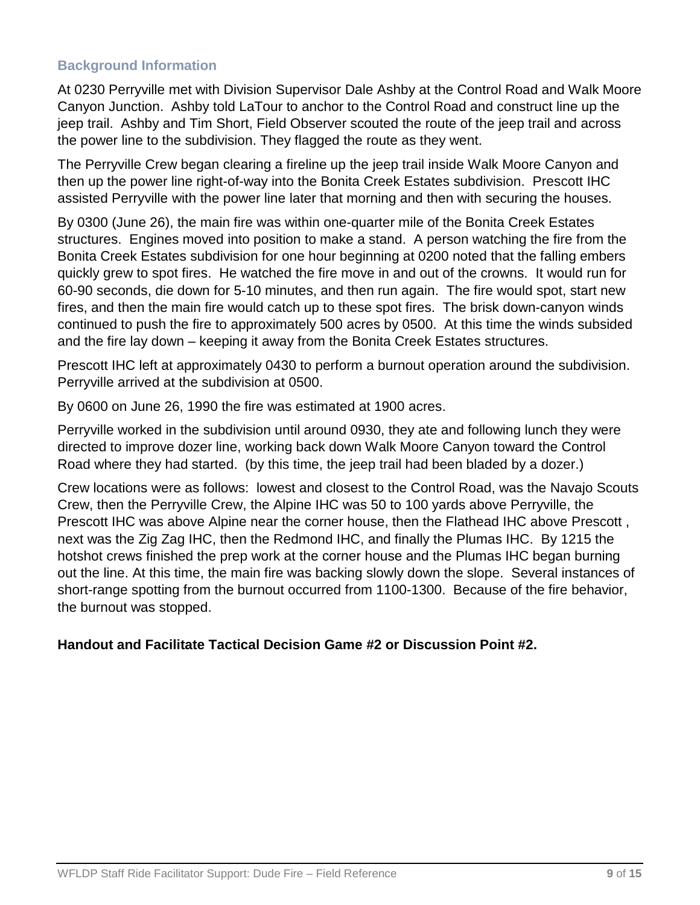### Background Information

At 0230 Perryville met with Division Supervisor Dale Ashby at the Control Road and Walk Moore Canyon Junction. Ashby told LaTour to anchor to the Control Road and construct line up the jeep trail. Ashby and Tim Short, Field Observer scouted the route of the jeep trail and across the power line to the subdivision. They flagged the route as they went.

The Perryville Crew began clearing a fireline up the jeep trail inside Walk Moore Canyon and then up the power line right-of-way into the Bonita Creek Estates subdivision. Prescott IHC assisted Perryville with the power line later that morning and then with securing the houses.

By 0300 (June 26), the main fire was within one-quarter mile of the Bonita Creek Estates structures. Engines moved into position to make a stand. A person watching the fire from the Bonita Creek Estates subdivision for one hour beginning at 0200 noted that the falling embers quickly grew to spot fires. He watched the fire move in and out of the crowns. It would run for 60-90 seconds, die down for 5-10 minutes, and then run again. The fire would spot, start new fires, and then the main fire would catch up to these spot fires. The brisk down-canyon winds continued to push the fire to approximately 500 acres by 0500. At this time the winds subsided and the fire lay down – keeping it away from the Bonita Creek Estates structures.

Prescott IHC left at approximately 0430 to perform a burnout operation around the subdivision. Perryville arrived at the subdivision at 0500.

By 0600 on June 26, 1990 the fire was estimated at 1900 acres.

Perryville worked in the subdivision until around 0930, they ate and following lunch they were directed to improve dozer line, working back down Walk Moore Canyon toward the Control Road where they had started. (by this time, the jeep trail had been bladed by a dozer.)

Crew locations were as follows: lowest and closest to the Control Road, was the Navajo Scouts Crew, then the Perryville Crew, the Alpine IHC was 50 to 100 yards above Perryville, the Prescott IHC was above Alpine near the corner house, then the Flathead IHC above Prescott , next was the Zig Zag IHC, then the Redmond IHC, and finally the Plumas IHC. By 1215 the hotshot crews finished the prep work at the corner house and the Plumas IHC began burning out the line. At this time, the main fire was backing slowly down the slope. Several instances of short-range spotting from the burnout occurred from 1100-1300. Because of the fire behavior, the burnout was stopped.

**Handout and Facilitate Tactical Decision Game #2 or Discussion Point #2.**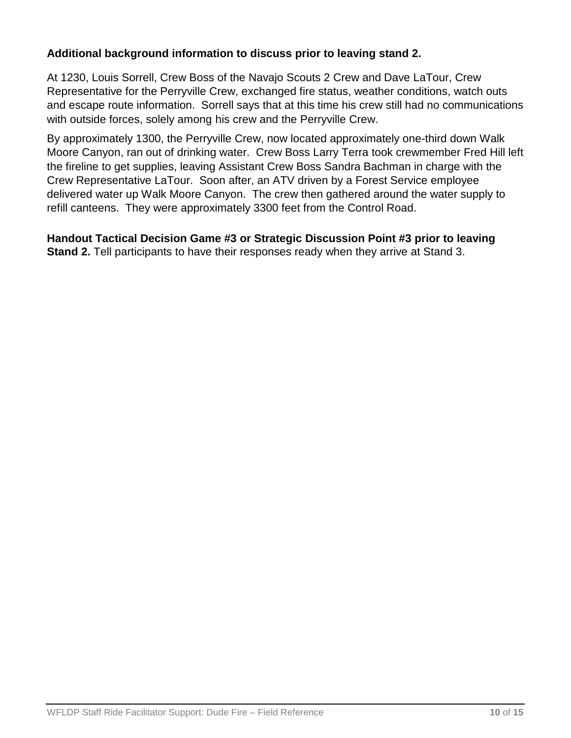**Additional background information to discuss prior to leaving stand 2.**

At 1230, Louis Sorrell, Crew Boss of the Navajo Scouts 2 Crew and Dave LaTour, Crew Representative for the Perryville Crew, exchanged fire status, weather conditions, watch outs and escape route information. Sorrell says that at this time his crew still had no communications with outside forces, solely among his crew and the Perryville Crew.

By approximately 1300, the Perryville Crew, now located approximately one-third down Walk Moore Canyon, ran out of drinking water. Crew Boss Larry Terra took crewmember Fred Hill left the fireline to get supplies, leaving Assistant Crew Boss Sandra Bachman in charge with the Crew Representative LaTour. Soon after, an ATV driven by a Forest Service employee delivered water up Walk Moore Canyon. The crew then gathered around the water supply to refill canteens. They were approximately 3300 feet from the Control Road.

**Handout Tactical Decision Game #3 or Strategic Discussion Point #3 prior to leaving Stand 2.** Tell participants to have their responses ready when they arrive at Stand 3.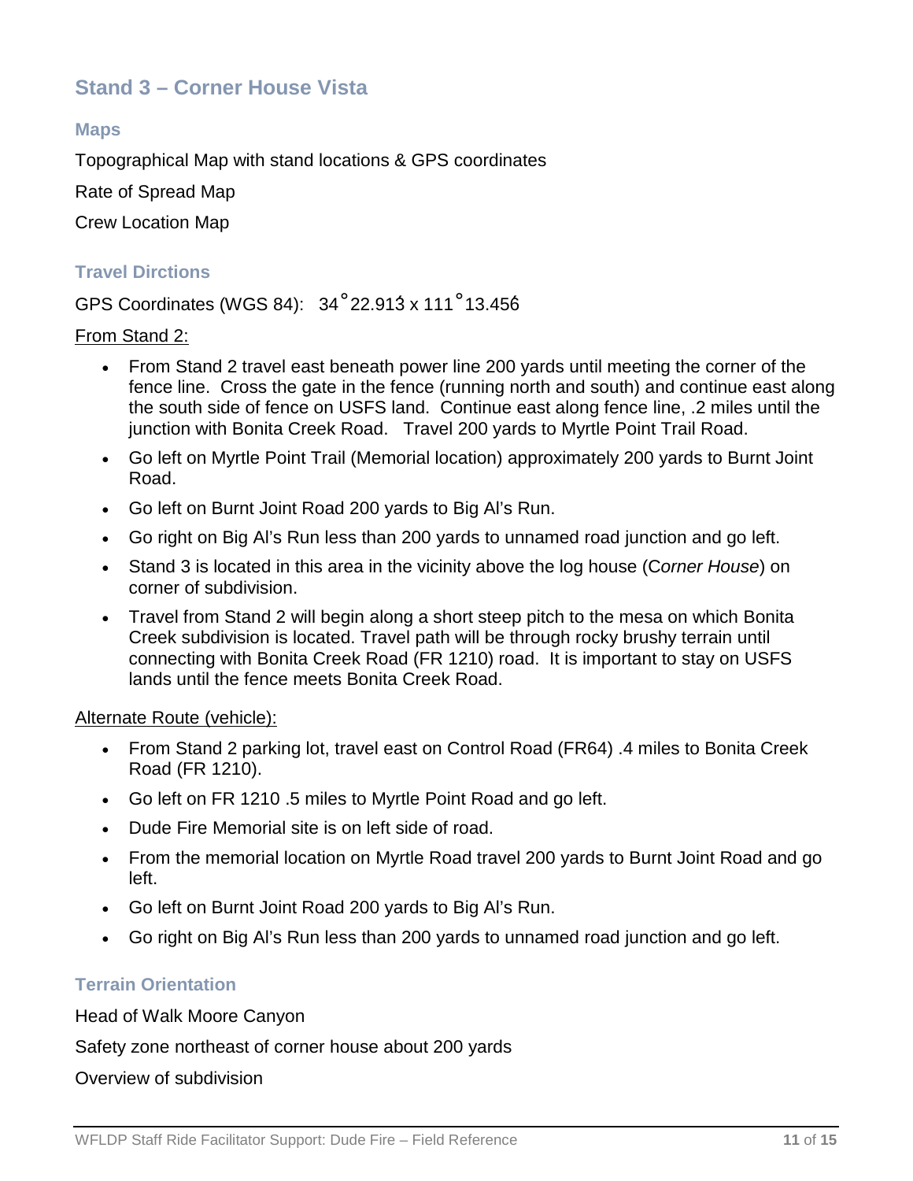## Stand 3 – Corner House Vista

### Maps

Topographical Map with stand locations & GPS coordinates

Rate of Spread Map

Crew Location Map

### Travel Dirctions

GPS Coordinates (WGS 84): 34˚22.913́ x 111˚13.456́

From Stand 2:

- From Stand 2 travel east beneath power line 200 yards until meeting the corner of the fence line. Cross the gate in the fence (running north and south) and continue east along the south side of fence on USFS land. Continue east along fence line, .2 miles until the junction with Bonita Creek Road. Travel 200 yards to Myrtle Point Trail Road.
- Go left on Myrtle Point Trail (Memorial location) approximately 200 yards to Burnt Joint Road.
- Go left on Burnt Joint Road 200 yards to Big Al's Run.
- Go right on Big Al's Run less than 200 yards to unnamed road junction and go left.
- Stand 3 is located in this area in the vicinity above the log house (C*orner House*) on corner of subdivision.
- Travel from Stand 2 will begin along a short steep pitch to the mesa on which Bonita Creek subdivision is located. Travel path will be through rocky brushy terrain until connecting with Bonita Creek Road (FR 1210) road. It is important to stay on USFS lands until the fence meets Bonita Creek Road.

Alternate Route (vehicle):

- From Stand 2 parking lot, travel east on Control Road (FR64) .4 miles to Bonita Creek Road (FR 1210).
- Go left on FR 1210 .5 miles to Myrtle Point Road and go left.
- Dude Fire Memorial site is on left side of road.
- From the memorial location on Myrtle Road travel 200 yards to Burnt Joint Road and go left.
- Go left on Burnt Joint Road 200 yards to Big Al's Run.
- Go right on Big Al's Run less than 200 yards to unnamed road junction and go left.

### Terrain Orientation

Head of Walk Moore Canyon

Safety zone northeast of corner house about 200 yards

Overview of subdivision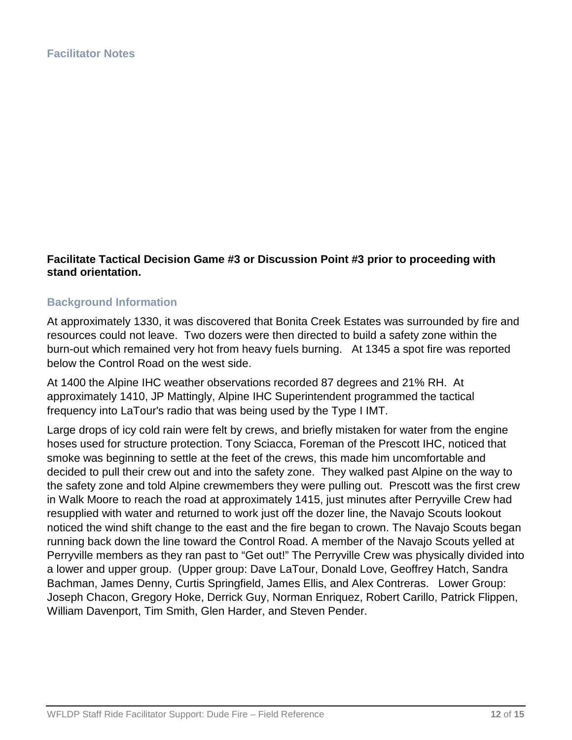### Facilitator Notes

**Facilitate Tactical Decision Game #3 or Discussion Point #3 prior to proceeding with stand orientation.**

### Background Information

At approximately 1330, it was discovered that Bonita Creek Estates was surrounded by fire and resources could not leave. Two dozers were then directed to build a safety zone within the burn-out which remained very hot from heavy fuels burning. At 1345 a spot fire was reported below the Control Road on the west side.

At 1400 the Alpine IHC weather observations recorded 87 degrees and 21% RH. At approximately 1410, JP Mattingly, Alpine IHC Superintendent programmed the tactical frequency into LaTour's radio that was being used by the Type I IMT.

Large drops of icy cold rain were felt by crews, and briefly mistaken for water from the engine hoses used for structure protection. Tony Sciacca, Foreman of the Prescott IHC, noticed that smoke was beginning to settle at the feet of the crews, this made him uncomfortable and decided to pull their crew out and into the safety zone. They walked past Alpine on the way to the safety zone and told Alpine crewmembers they were pulling out. Prescott was the first crew in Walk Moore to reach the road at approximately 1415, just minutes after Perryville Crew had resupplied with water and returned to work just off the dozer line, the Navajo Scouts lookout noticed the wind shift change to the east and the fire began to crown. The Navajo Scouts began running back down the line toward the Control Road. A member of the Navajo Scouts yelled at Perryville members as they ran past to "Get out!" The Perryville Crew was physically divided into a lower and upper group. (Upper group: Dave LaTour, Donald Love, Geoffrey Hatch, Sandra Bachman, James Denny, Curtis Springfield, James Ellis, and Alex Contreras. Lower Group: Joseph Chacon, Gregory Hoke, Derrick Guy, Norman Enriquez, Robert Carillo, Patrick Flippen, William Davenport, Tim Smith, Glen Harder, and Steven Pender.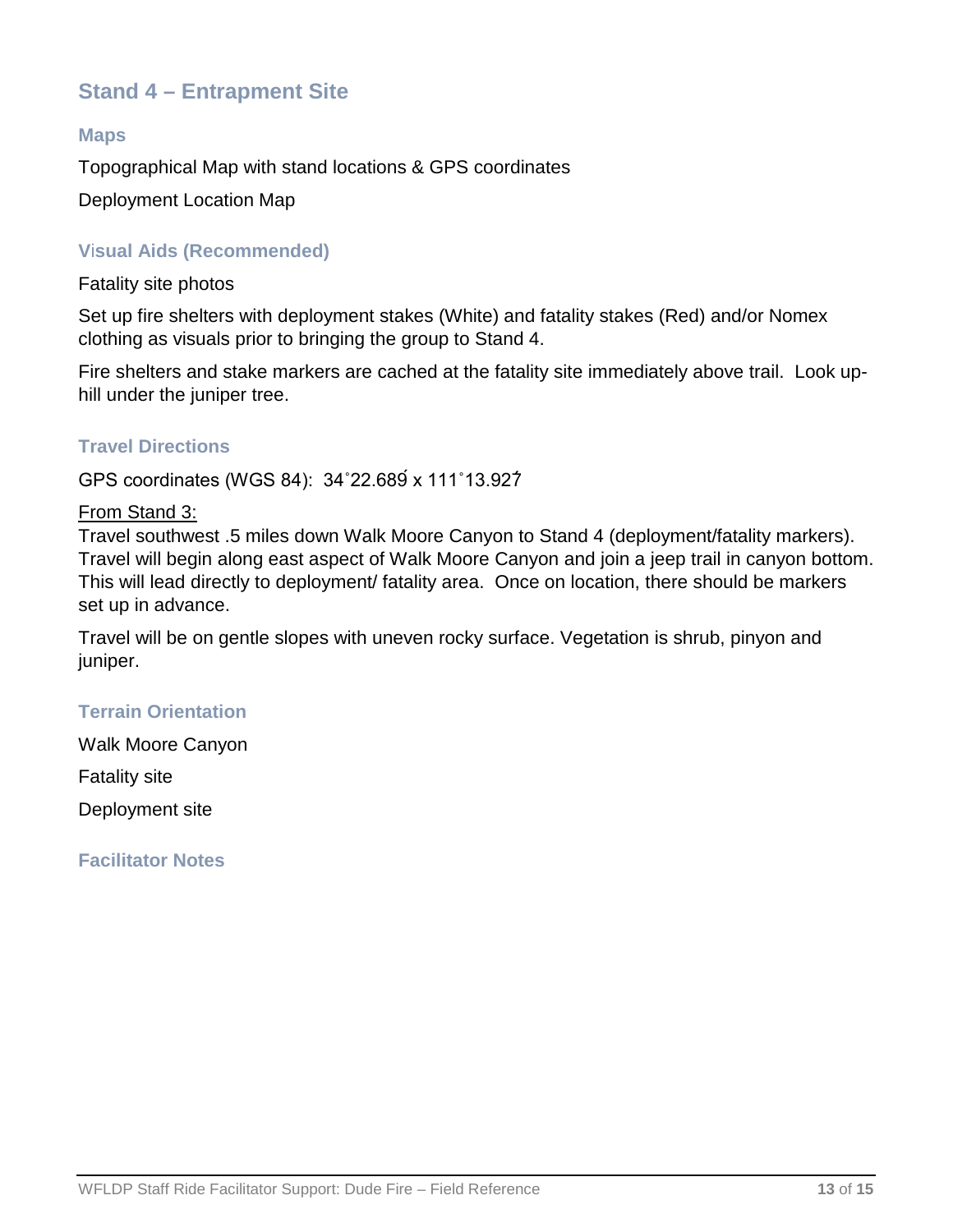## Stand 4 – Entrapment Site

### Maps

Topographical Map with stand locations & GPS coordinates

Deployment Location Map

### Visual Aids (Recommended)

Fatality site photos

Set up fire shelters with deployment stakes (White) and fatality stakes (Red) and/or Nomex clothing as visuals prior to bringing the group to Stand 4.

Fire shelters and stake markers are cached at the fatality site immediately above trail. Look up-hill under the juniper tree.

### Travel Directions

GPS coordinates (WGS 84): 34˚22.689́ x 111˚13.927́

<u>From Stand 3:</u>
Travel southwest .5 miles down Walk Moore Canyon to Stand 4 (deployment/fatality markers). Travel will begin along east aspect of Walk Moore Canyon and join a jeep trail in canyon bottom. This will lead directly to deployment/ fatality area. Once on location, there should be markers set up in advance.

Travel will be on gentle slopes with uneven rocky surface. Vegetation is shrub, pinyon and juniper.

### Terrain Orientation

Walk Moore Canyon

Fatality site

Deployment site

### Facilitator Notes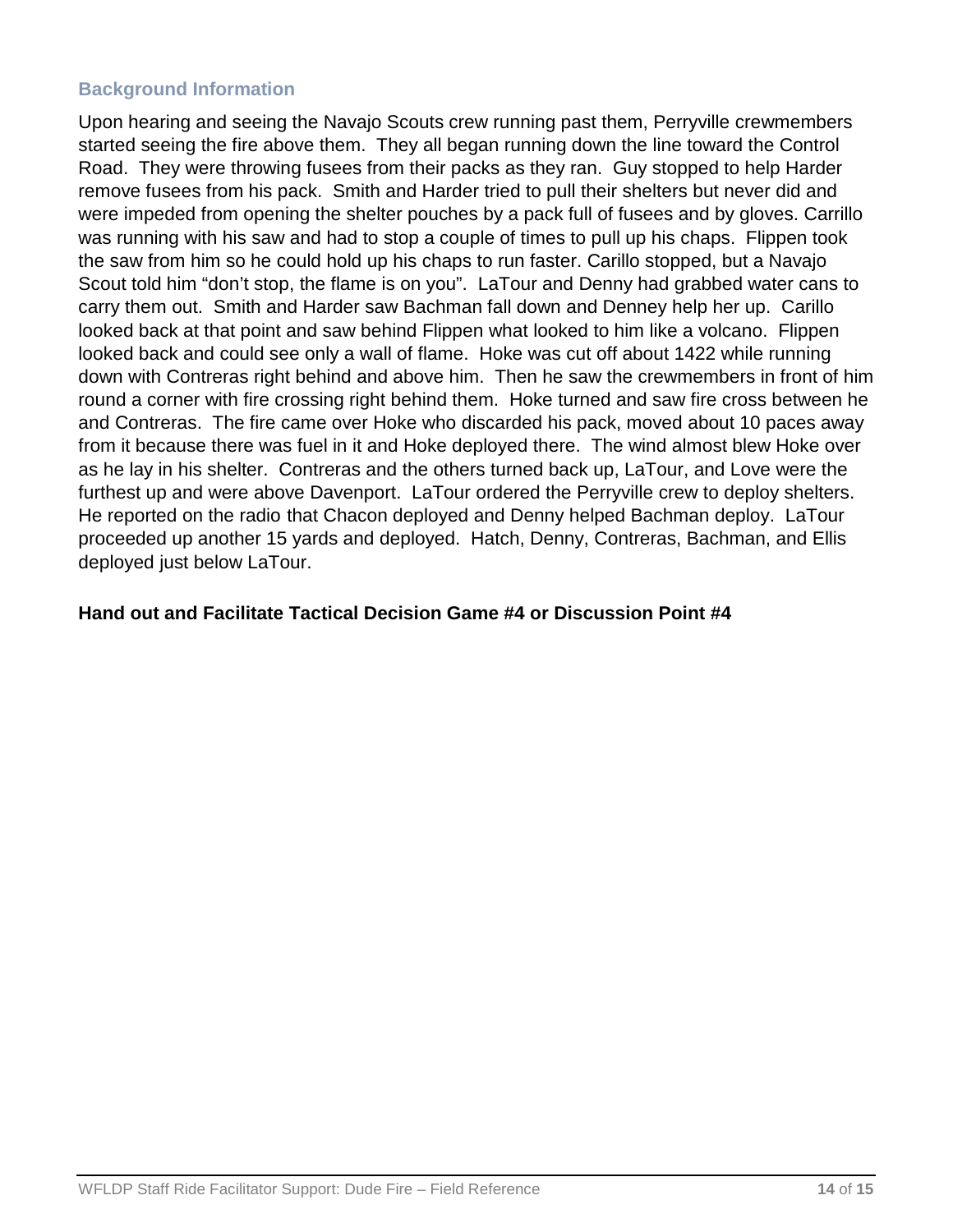## Background Information

Upon hearing and seeing the Navajo Scouts crew running past them, Perryville crewmembers started seeing the fire above them. They all began running down the line toward the Control Road. They were throwing fusees from their packs as they ran. Guy stopped to help Harder remove fusees from his pack. Smith and Harder tried to pull their shelters but never did and were impeded from opening the shelter pouches by a pack full of fusees and by gloves. Carrillo was running with his saw and had to stop a couple of times to pull up his chaps. Flippen took the saw from him so he could hold up his chaps to run faster. Carillo stopped, but a Navajo Scout told him "don't stop, the flame is on you". LaTour and Denny had grabbed water cans to carry them out. Smith and Harder saw Bachman fall down and Denney help her up. Carillo looked back at that point and saw behind Flippen what looked to him like a volcano. Flippen looked back and could see only a wall of flame. Hoke was cut off about 1422 while running down with Contreras right behind and above him. Then he saw the crewmembers in front of him round a corner with fire crossing right behind them. Hoke turned and saw fire cross between he and Contreras. The fire came over Hoke who discarded his pack, moved about 10 paces away from it because there was fuel in it and Hoke deployed there. The wind almost blew Hoke over as he lay in his shelter. Contreras and the others turned back up, LaTour, and Love were the furthest up and were above Davenport. LaTour ordered the Perryville crew to deploy shelters. He reported on the radio that Chacon deployed and Denny helped Bachman deploy. LaTour proceeded up another 15 yards and deployed. Hatch, Denny, Contreras, Bachman, and Ellis deployed just below LaTour.

**Hand out and Facilitate Tactical Decision Game #4 or Discussion Point #4**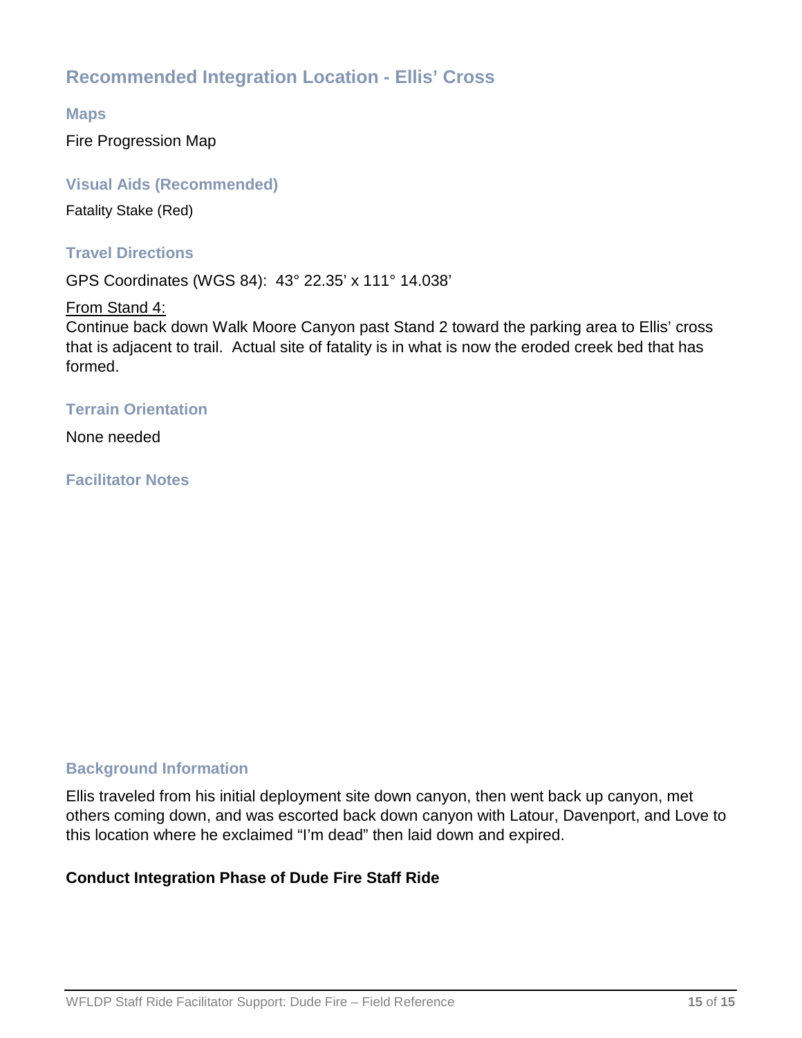## Recommended Integration Location - Ellis' Cross

### Maps

Fire Progression Map

### Visual Aids (Recommended)

Fatality Stake (Red)

### Travel Directions

GPS Coordinates (WGS 84): 43° 22.35' x 111° 14.038'

From Stand 4:
Continue back down Walk Moore Canyon past Stand 2 toward the parking area to Ellis' cross that is adjacent to trail. Actual site of fatality is in what is now the eroded creek bed that has formed.

### Terrain Orientation

None needed

### Facilitator Notes

### Background Information

Ellis traveled from his initial deployment site down canyon, then went back up canyon, met others coming down, and was escorted back down canyon with Latour, Davenport, and Love to this location where he exclaimed "I'm dead" then laid down and expired.

**Conduct Integration Phase of Dude Fire Staff Ride**